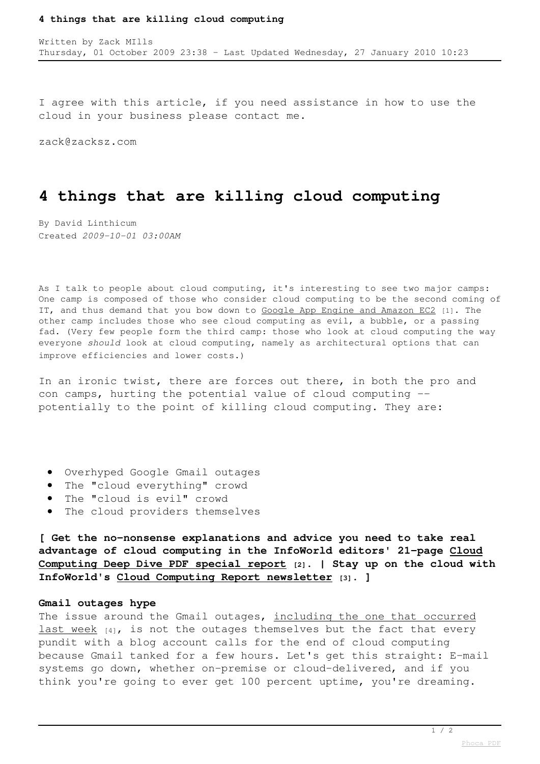# 4 things that are killing cloud computing

Written by Zack MIlls
Thursday, 01 October 2009 23:38 - Last Updated Wednesday, 27 January 2010 10:23

I agree with this article, if you need assistance in how to use the cloud in your business please contact me.

zack@zacksz.com

## 4 things that are killing cloud computing

By David Linthicum
Created *2009-10-01 03:00AM*

As I talk to people about cloud computing, it's interesting to see two major camps: One camp is composed of those who consider cloud computing to be the second coming of IT, and thus demand that you bow down to Google App Engine and Amazon EC2 [1]. The other camp includes those who see cloud computing as evil, a bubble, or a passing fad. (Very few people form the third camp: those who look at cloud computing the way everyone *should* look at cloud computing, namely as architectural options that can improve efficiencies and lower costs.)

In an ironic twist, there are forces out there, in both the pro and con camps, hurting the potential value of cloud computing -- potentially to the point of killing cloud computing. They are:

- Overhyped Google Gmail outages
- The "cloud everything" crowd
- The "cloud is evil" crowd
- The cloud providers themselves

**[ Get the no-nonsense explanations and advice you need to take real advantage of cloud computing in the InfoWorld editors' 21-page Cloud Computing Deep Dive PDF special report [2]. | Stay up on the cloud with InfoWorld's Cloud Computing Report newsletter [3]. ]**

**Gmail outages hype**
The issue around the Gmail outages, including the one that occurred last week [4], is not the outages themselves but the fact that every pundit with a blog account calls for the end of cloud computing because Gmail tanked for a few hours. Let's get this straight: E-mail systems go down, whether on-premise or cloud-delivered, and if you think you're going to ever get 100 percent uptime, you're dreaming.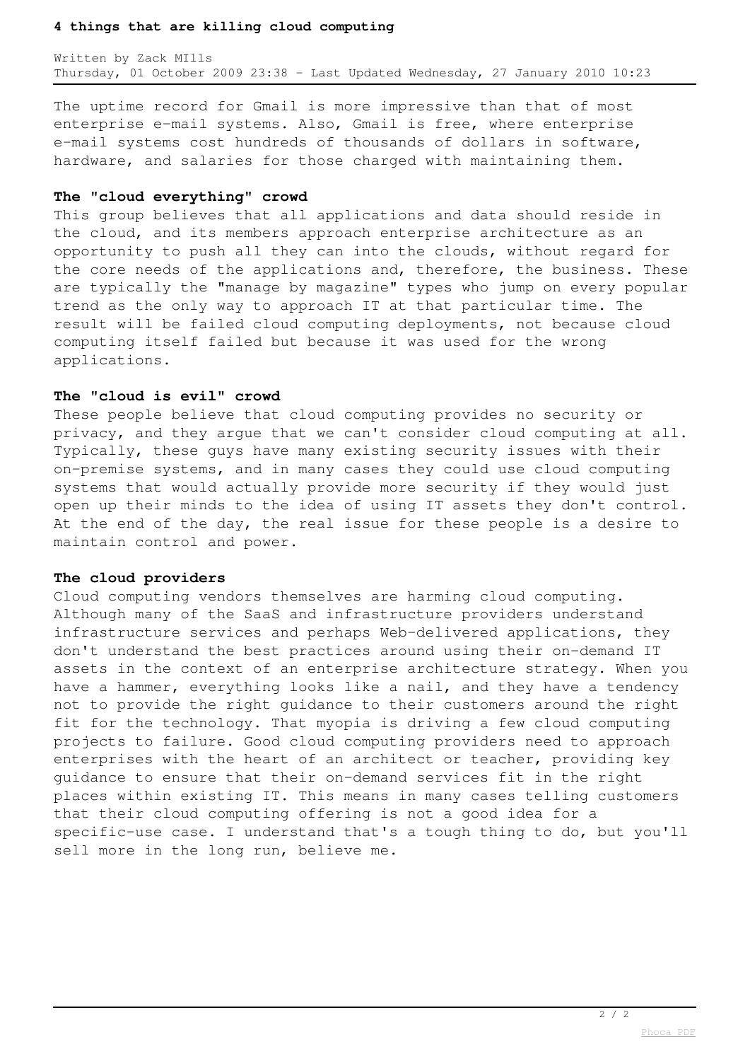The uptime record for Gmail is more impressive than that of most enterprise e-mail systems. Also, Gmail is free, where enterprise e-mail systems cost hundreds of thousands of dollars in software, hardware, and salaries for those charged with maintaining them.

### The "cloud everything" crowd

This group believes that all applications and data should reside in the cloud, and its members approach enterprise architecture as an opportunity to push all they can into the clouds, without regard for the core needs of the applications and, therefore, the business. These are typically the "manage by magazine" types who jump on every popular trend as the only way to approach IT at that particular time. The result will be failed cloud computing deployments, not because cloud computing itself failed but because it was used for the wrong applications.

### The "cloud is evil" crowd

These people believe that cloud computing provides no security or privacy, and they argue that we can't consider cloud computing at all. Typically, these guys have many existing security issues with their on-premise systems, and in many cases they could use cloud computing systems that would actually provide more security if they would just open up their minds to the idea of using IT assets they don't control. At the end of the day, the real issue for these people is a desire to maintain control and power.

### The cloud providers

Cloud computing vendors themselves are harming cloud computing. Although many of the SaaS and infrastructure providers understand infrastructure services and perhaps Web-delivered applications, they don't understand the best practices around using their on-demand IT assets in the context of an enterprise architecture strategy. When you have a hammer, everything looks like a nail, and they have a tendency not to provide the right guidance to their customers around the right fit for the technology. That myopia is driving a few cloud computing projects to failure. Good cloud computing providers need to approach enterprises with the heart of an architect or teacher, providing key guidance to ensure that their on-demand services fit in the right places within existing IT. This means in many cases telling customers that their cloud computing offering is not a good idea for a specific-use case. I understand that's a tough thing to do, but you'll sell more in the long run, believe me.